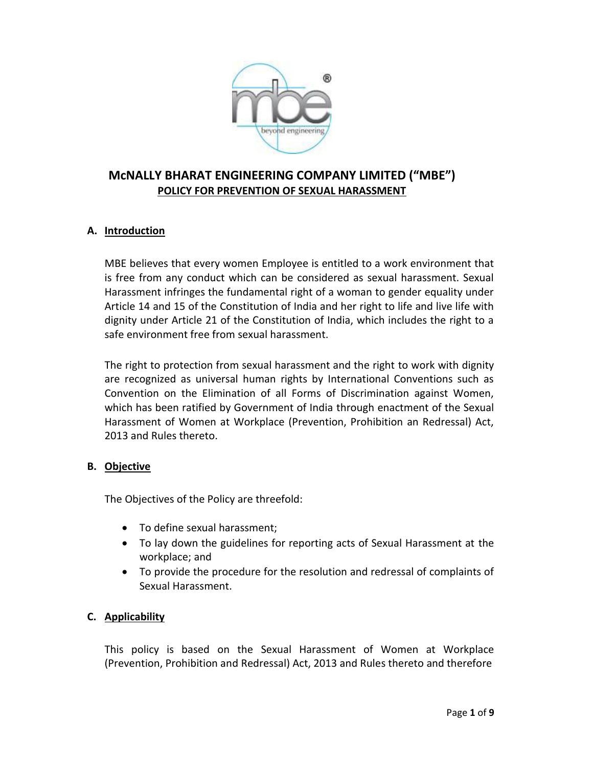# McNALLY BHARAT ENGINEERING COMPANY LIMITED ("MBE")

## POLICY FOR PREVENTION OF SEXUAL HARASSMENT

### A. Introduction

MBE believes that every women Employee is entitled to a work environment that is free from any conduct which can be considered as sexual harassment. Sexual Harassment infringes the fundamental right of a woman to gender equality under Article 14 and 15 of the Constitution of India and her right to life and live life with dignity under Article 21 of the Constitution of India, which includes the right to a safe environment free from sexual harassment.

The right to protection from sexual harassment and the right to work with dignity are recognized as universal human rights by International Conventions such as Convention on the Elimination of all Forms of Discrimination against Women, which has been ratified by Government of India through enactment of the Sexual Harassment of Women at Workplace (Prevention, Prohibition an Redressal) Act, 2013 and Rules thereto.

### B. Objective

The Objectives of the Policy are threefold:

- To define sexual harassment;
- To lay down the guidelines for reporting acts of Sexual Harassment at the workplace; and
- To provide the procedure for the resolution and redressal of complaints of Sexual Harassment.

### C. Applicability

This policy is based on the Sexual Harassment of Women at Workplace (Prevention, Prohibition and Redressal) Act, 2013 and Rules thereto and therefore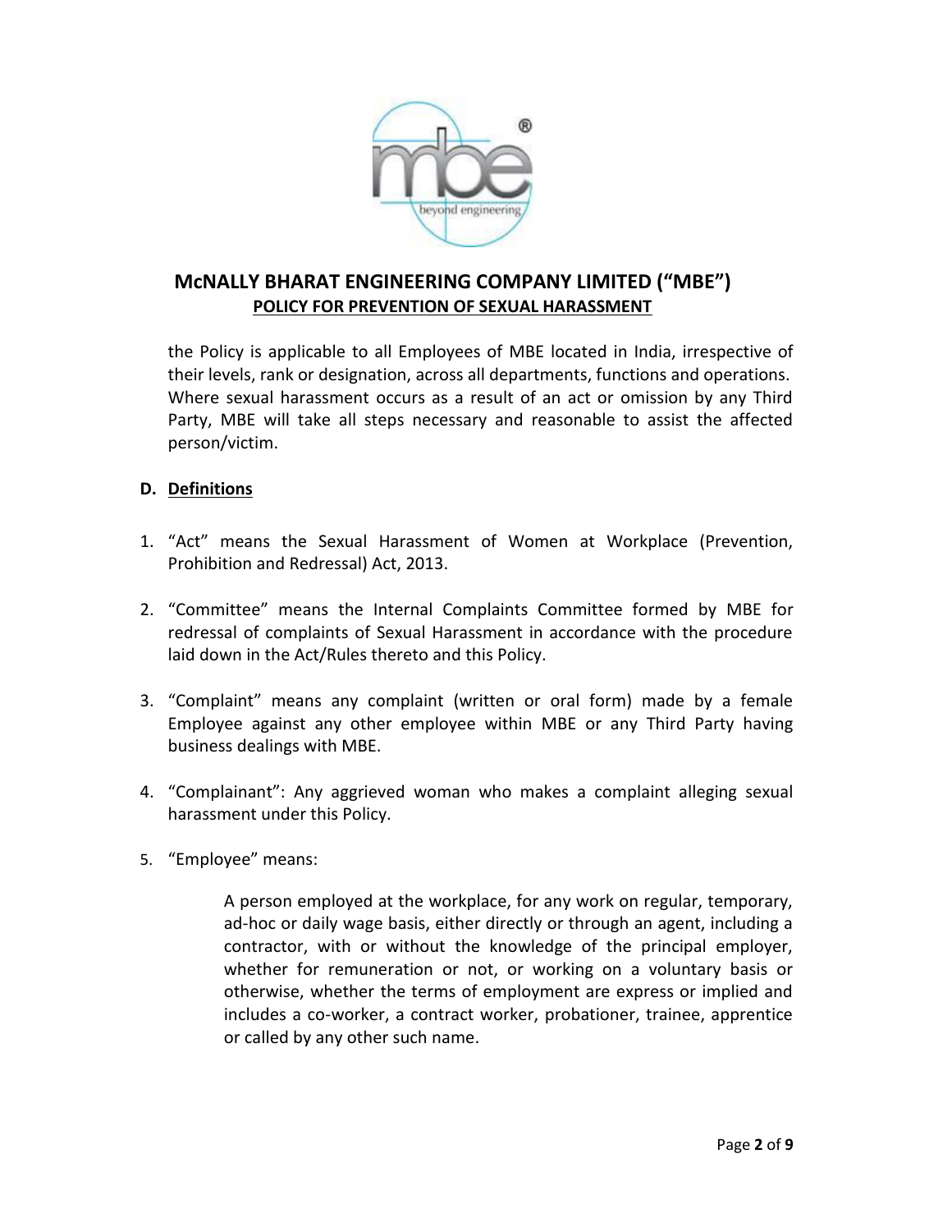# McNALLY BHARAT ENGINEERING COMPANY LIMITED ("MBE")

## POLICY FOR PREVENTION OF SEXUAL HARASSMENT

the Policy is applicable to all Employees of MBE located in India, irrespective of their levels, rank or designation, across all departments, functions and operations. Where sexual harassment occurs as a result of an act or omission by any Third Party, MBE will take all steps necessary and reasonable to assist the affected person/victim.

**D. Definitions**

1. "Act" means the Sexual Harassment of Women at Workplace (Prevention, Prohibition and Redressal) Act, 2013.

2. "Committee" means the Internal Complaints Committee formed by MBE for redressal of complaints of Sexual Harassment in accordance with the procedure laid down in the Act/Rules thereto and this Policy.

3. "Complaint" means any complaint (written or oral form) made by a female Employee against any other employee within MBE or any Third Party having business dealings with MBE.

4. "Complainant": Any aggrieved woman who makes a complaint alleging sexual harassment under this Policy.

5. "Employee" means:

   A person employed at the workplace, for any work on regular, temporary, ad-hoc or daily wage basis, either directly or through an agent, including a contractor, with or without the knowledge of the principal employer, whether for remuneration or not, or working on a voluntary basis or otherwise, whether the terms of employment are express or implied and includes a co-worker, a contract worker, probationer, trainee, apprentice or called by any other such name.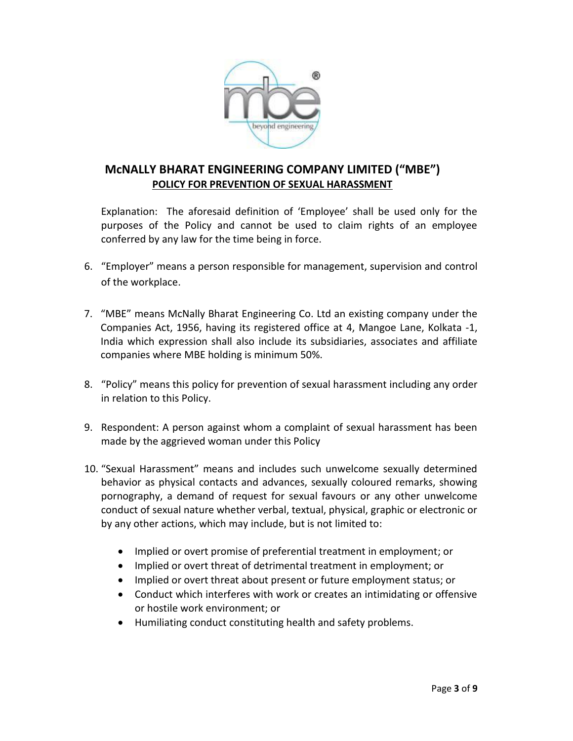# McNALLY BHARAT ENGINEERING COMPANY LIMITED ("MBE")

## POLICY FOR PREVENTION OF SEXUAL HARASSMENT

Explanation: The aforesaid definition of 'Employee' shall be used only for the purposes of the Policy and cannot be used to claim rights of an employee conferred by any law for the time being in force.

6. "Employer" means a person responsible for management, supervision and control of the workplace.

7. "MBE" means McNally Bharat Engineering Co. Ltd an existing company under the Companies Act, 1956, having its registered office at 4, Mangoe Lane, Kolkata -1, India which expression shall also include its subsidiaries, associates and affiliate companies where MBE holding is minimum 50%.

8. "Policy" means this policy for prevention of sexual harassment including any order in relation to this Policy.

9. Respondent: A person against whom a complaint of sexual harassment has been made by the aggrieved woman under this Policy

10. "Sexual Harassment" means and includes such unwelcome sexually determined behavior as physical contacts and advances, sexually coloured remarks, showing pornography, a demand of request for sexual favours or any other unwelcome conduct of sexual nature whether verbal, textual, physical, graphic or electronic or by any other actions, which may include, but is not limited to:

    - Implied or overt promise of preferential treatment in employment; or
    - Implied or overt threat of detrimental treatment in employment; or
    - Implied or overt threat about present or future employment status; or
    - Conduct which interferes with work or creates an intimidating or offensive or hostile work environment; or
    - Humiliating conduct constituting health and safety problems.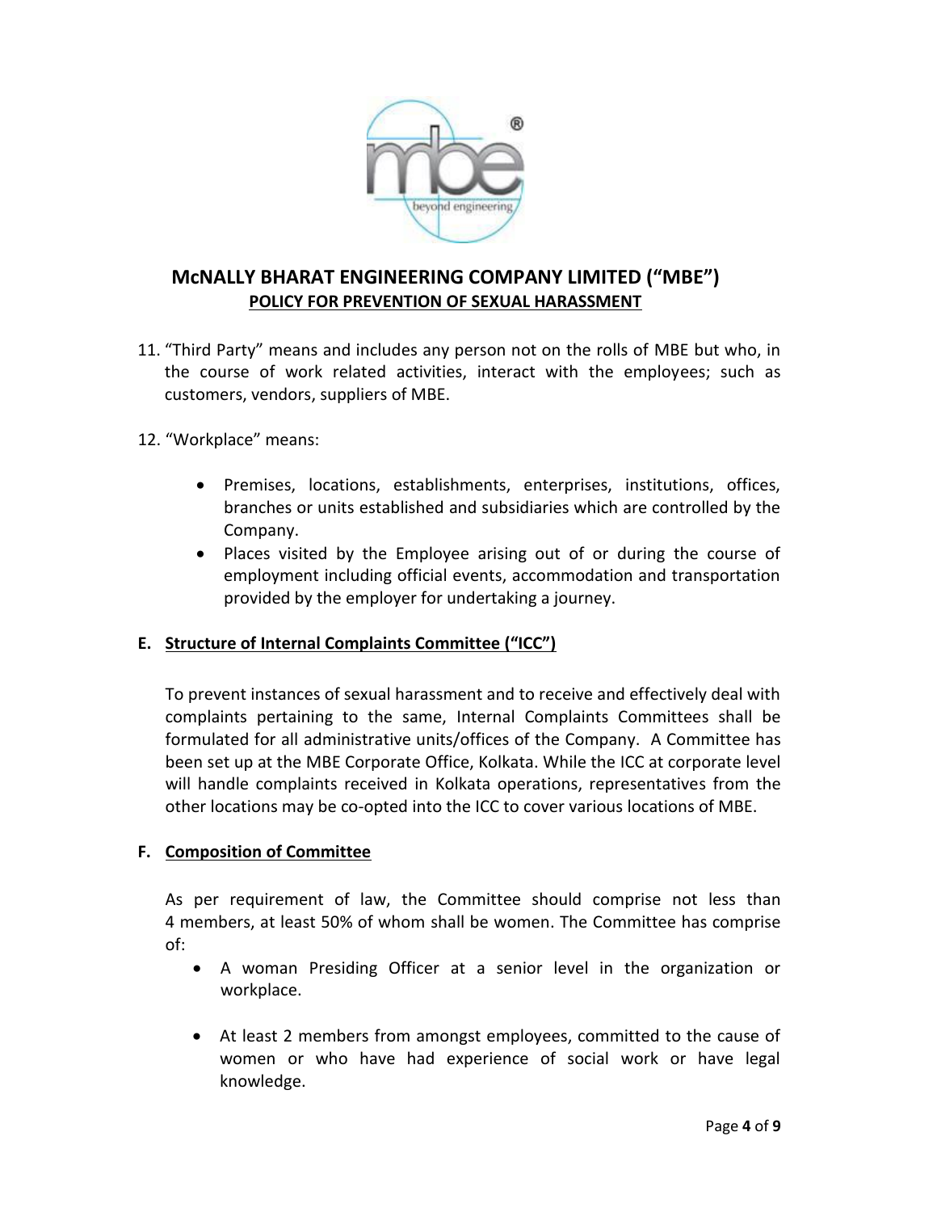# McNALLY BHARAT ENGINEERING COMPANY LIMITED ("MBE")

## POLICY FOR PREVENTION OF SEXUAL HARASSMENT

11. "Third Party" means and includes any person not on the rolls of MBE but who, in the course of work related activities, interact with the employees; such as customers, vendors, suppliers of MBE.

12. "Workplace" means:

    - Premises, locations, establishments, enterprises, institutions, offices, branches or units established and subsidiaries which are controlled by the Company.
    - Places visited by the Employee arising out of or during the course of employment including official events, accommodation and transportation provided by the employer for undertaking a journey.

### E. Structure of Internal Complaints Committee ("ICC")

To prevent instances of sexual harassment and to receive and effectively deal with complaints pertaining to the same, Internal Complaints Committees shall be formulated for all administrative units/offices of the Company. A Committee has been set up at the MBE Corporate Office, Kolkata. While the ICC at corporate level will handle complaints received in Kolkata operations, representatives from the other locations may be co-opted into the ICC to cover various locations of MBE.

### F. Composition of Committee

As per requirement of law, the Committee should comprise not less than 4 members, at least 50% of whom shall be women. The Committee has comprise of:

- A woman Presiding Officer at a senior level in the organization or workplace.

- At least 2 members from amongst employees, committed to the cause of women or who have had experience of social work or have legal knowledge.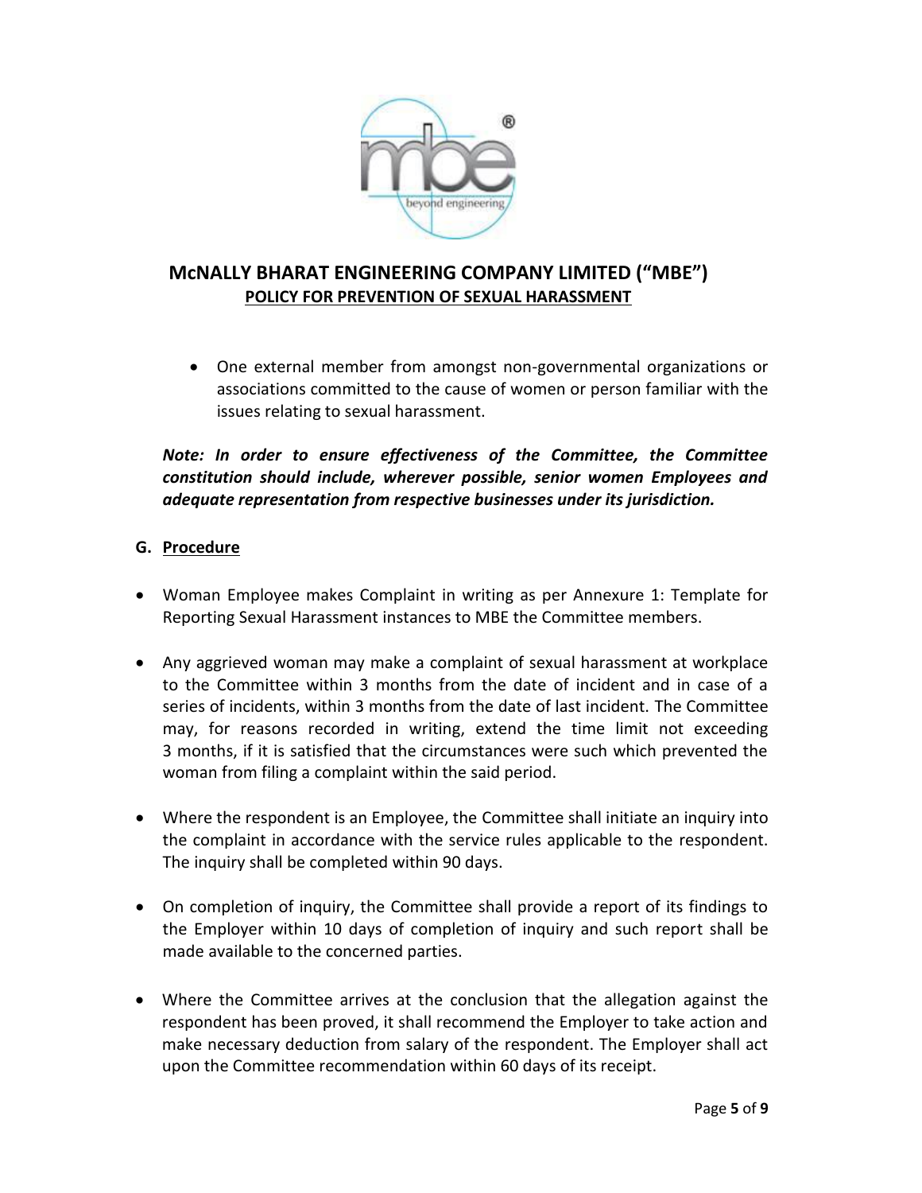- One external member from amongst non-governmental organizations or associations committed to the cause of women or person familiar with the issues relating to sexual harassment.

***Note: In order to ensure effectiveness of the Committee, the Committee constitution should include, wherever possible, senior women Employees and adequate representation from respective businesses under its jurisdiction.***

## G. Procedure

- Woman Employee makes Complaint in writing as per Annexure 1: Template for Reporting Sexual Harassment instances to MBE the Committee members.

- Any aggrieved woman may make a complaint of sexual harassment at workplace to the Committee within 3 months from the date of incident and in case of a series of incidents, within 3 months from the date of last incident. The Committee may, for reasons recorded in writing, extend the time limit not exceeding 3 months, if it is satisfied that the circumstances were such which prevented the woman from filing a complaint within the said period.

- Where the respondent is an Employee, the Committee shall initiate an inquiry into the complaint in accordance with the service rules applicable to the respondent. The inquiry shall be completed within 90 days.

- On completion of inquiry, the Committee shall provide a report of its findings to the Employer within 10 days of completion of inquiry and such report shall be made available to the concerned parties.

- Where the Committee arrives at the conclusion that the allegation against the respondent has been proved, it shall recommend the Employer to take action and make necessary deduction from salary of the respondent. The Employer shall act upon the Committee recommendation within 60 days of its receipt.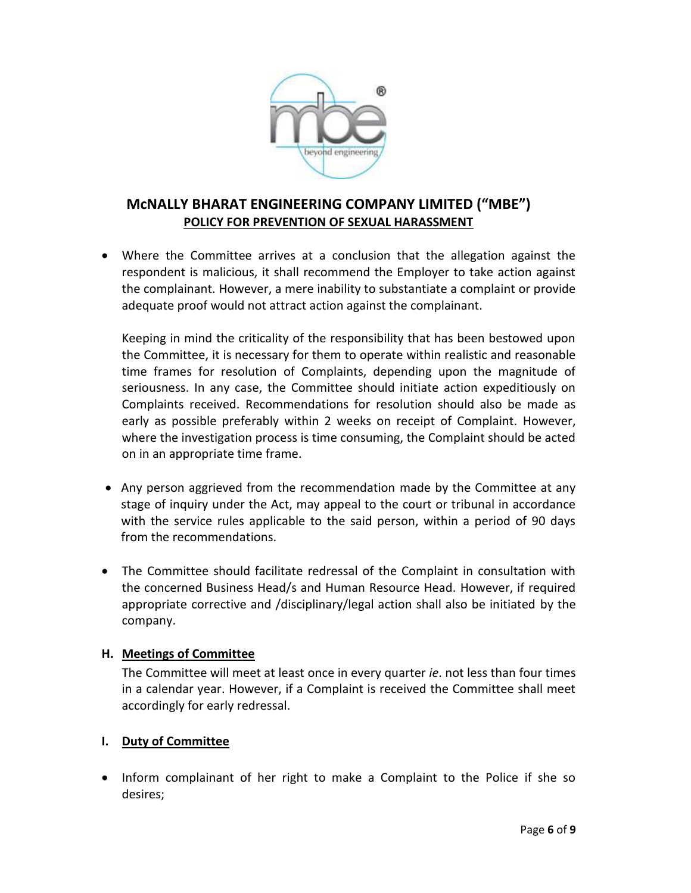- Where the Committee arrives at a conclusion that the allegation against the respondent is malicious, it shall recommend the Employer to take action against the complainant. However, a mere inability to substantiate a complaint or provide adequate proof would not attract action against the complainant.

  Keeping in mind the criticality of the responsibility that has been bestowed upon the Committee, it is necessary for them to operate within realistic and reasonable time frames for resolution of Complaints, depending upon the magnitude of seriousness. In any case, the Committee should initiate action expeditiously on Complaints received. Recommendations for resolution should also be made as early as possible preferably within 2 weeks on receipt of Complaint. However, where the investigation process is time consuming, the Complaint should be acted on in an appropriate time frame.

- Any person aggrieved from the recommendation made by the Committee at any stage of inquiry under the Act, may appeal to the court or tribunal in accordance with the service rules applicable to the said person, within a period of 90 days from the recommendations.

- The Committee should facilitate redressal of the Complaint in consultation with the concerned Business Head/s and Human Resource Head. However, if required appropriate corrective and /disciplinary/legal action shall also be initiated by the company.

### H. Meetings of Committee

The Committee will meet at least once in every quarter *ie*. not less than four times in a calendar year. However, if a Complaint is received the Committee shall meet accordingly for early redressal.

### I. Duty of Committee

- Inform complainant of her right to make a Complaint to the Police if she so desires;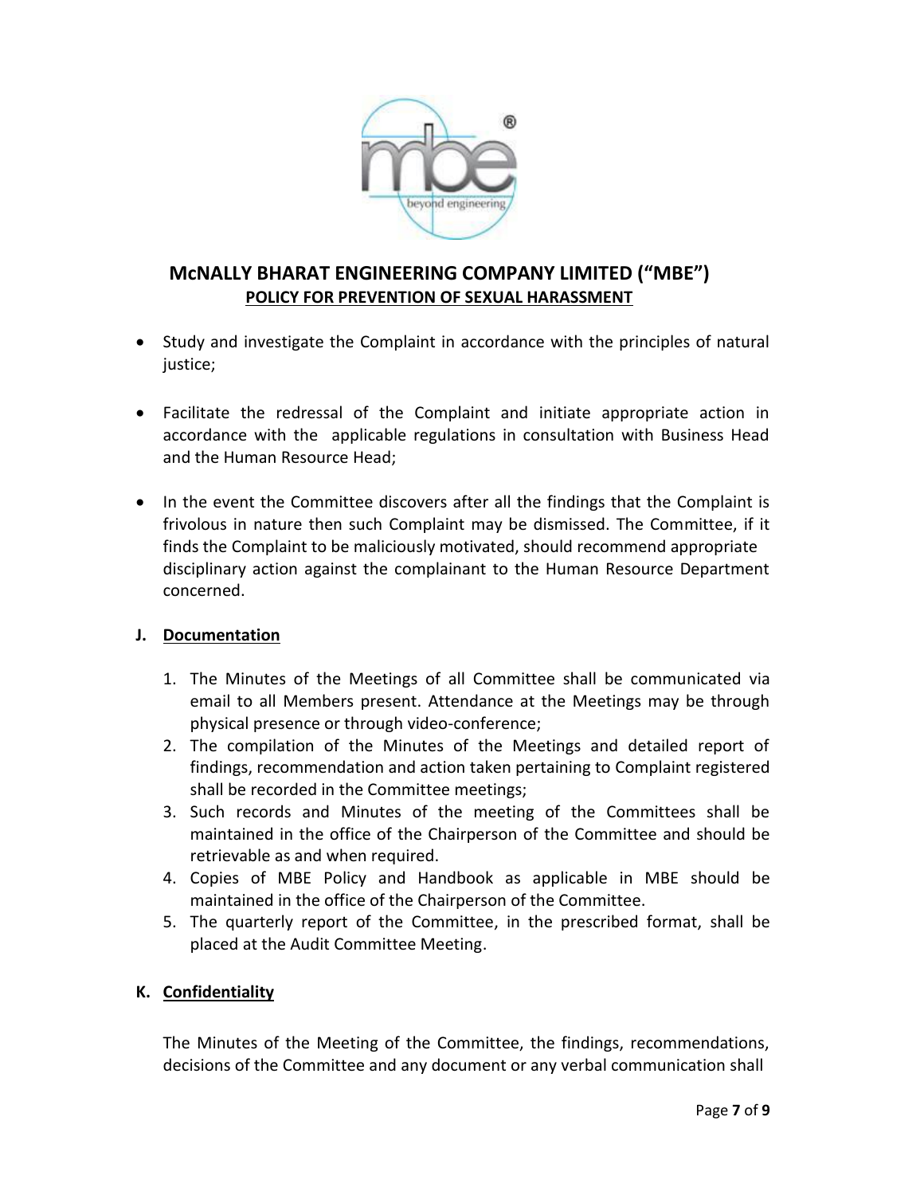- Study and investigate the Complaint in accordance with the principles of natural justice;

- Facilitate the redressal of the Complaint and initiate appropriate action in accordance with the applicable regulations in consultation with Business Head and the Human Resource Head;

- In the event the Committee discovers after all the findings that the Complaint is frivolous in nature then such Complaint may be dismissed. The Committee, if it finds the Complaint to be maliciously motivated, should recommend appropriate disciplinary action against the complainant to the Human Resource Department concerned.

**J. Documentation**

1. The Minutes of the Meetings of all Committee shall be communicated via email to all Members present. Attendance at the Meetings may be through physical presence or through video-conference;
2. The compilation of the Minutes of the Meetings and detailed report of findings, recommendation and action taken pertaining to Complaint registered shall be recorded in the Committee meetings;
3. Such records and Minutes of the meeting of the Committees shall be maintained in the office of the Chairperson of the Committee and should be retrievable as and when required.
4. Copies of MBE Policy and Handbook as applicable in MBE should be maintained in the office of the Chairperson of the Committee.
5. The quarterly report of the Committee, in the prescribed format, shall be placed at the Audit Committee Meeting.

**K. Confidentiality**

The Minutes of the Meeting of the Committee, the findings, recommendations, decisions of the Committee and any document or any verbal communication shall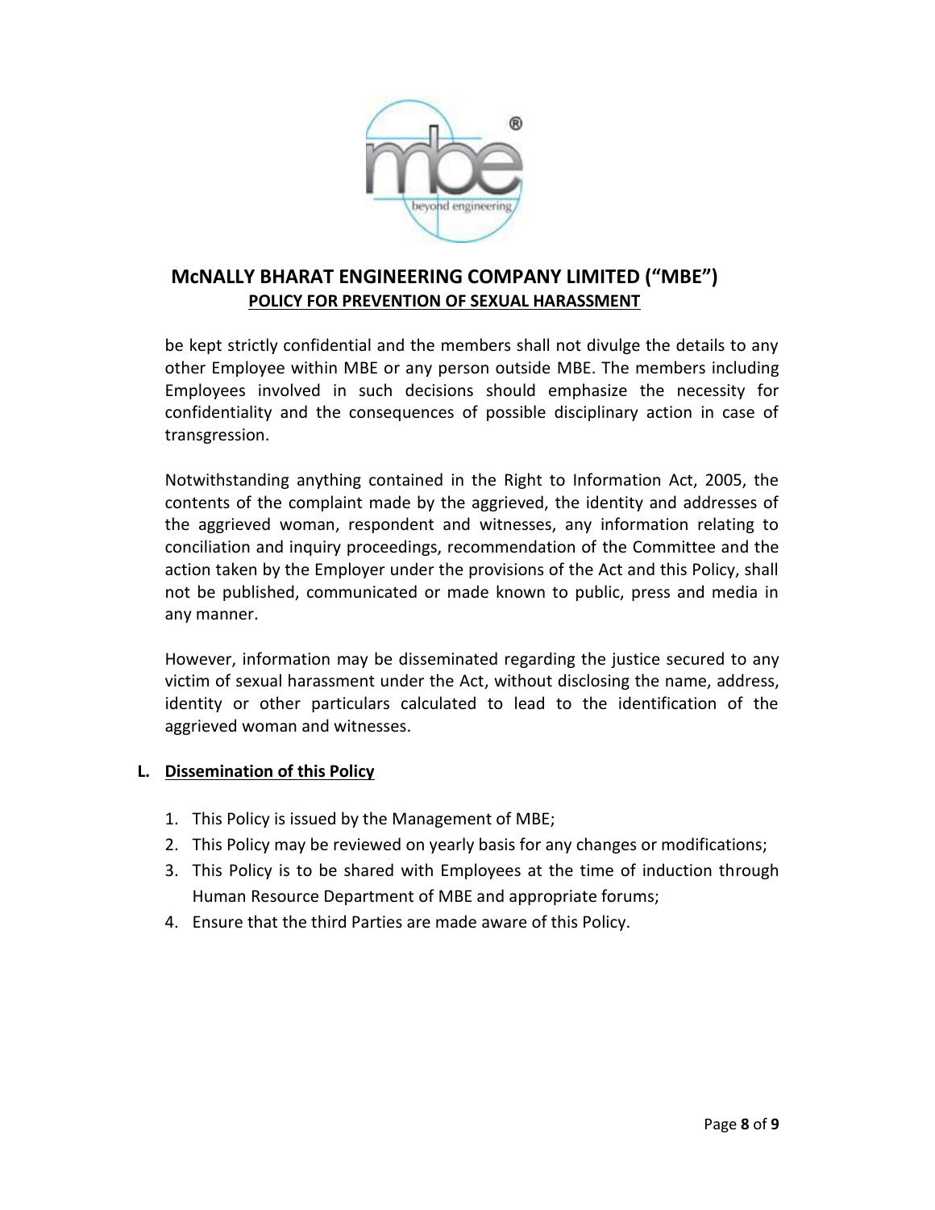be kept strictly confidential and the members shall not divulge the details to any other Employee within MBE or any person outside MBE. The members including Employees involved in such decisions should emphasize the necessity for confidentiality and the consequences of possible disciplinary action in case of transgression.

Notwithstanding anything contained in the Right to Information Act, 2005, the contents of the complaint made by the aggrieved, the identity and addresses of the aggrieved woman, respondent and witnesses, any information relating to conciliation and inquiry proceedings, recommendation of the Committee and the action taken by the Employer under the provisions of the Act and this Policy, shall not be published, communicated or made known to public, press and media in any manner.

However, information may be disseminated regarding the justice secured to any victim of sexual harassment under the Act, without disclosing the name, address, identity or other particulars calculated to lead to the identification of the aggrieved woman and witnesses.

**L. <u>Dissemination of this Policy</u>**

1. This Policy is issued by the Management of MBE;
2. This Policy may be reviewed on yearly basis for any changes or modifications;
3. This Policy is to be shared with Employees at the time of induction through Human Resource Department of MBE and appropriate forums;
4. Ensure that the third Parties are made aware of this Policy.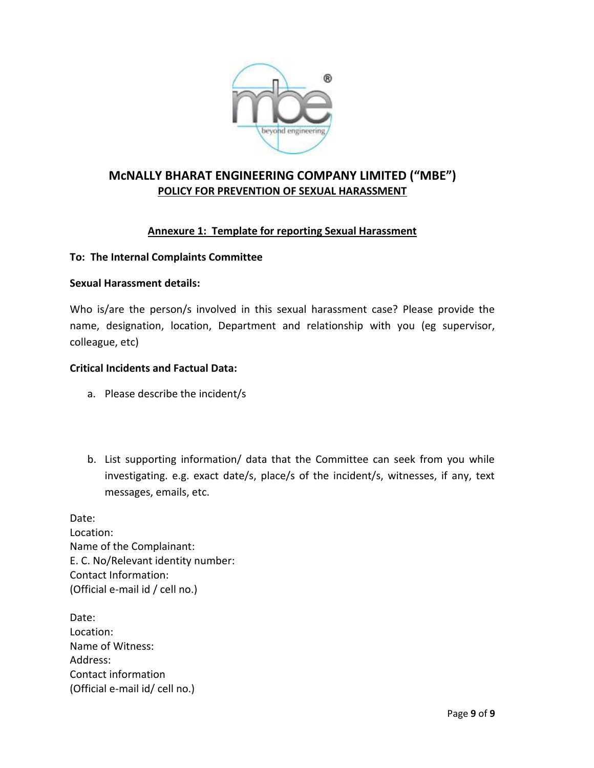# McNALLY BHARAT ENGINEERING COMPANY LIMITED ("MBE")

## POLICY FOR PREVENTION OF SEXUAL HARASSMENT

### Annexure 1: Template for reporting Sexual Harassment

**To: The Internal Complaints Committee**

**Sexual Harassment details:**

Who is/are the person/s involved in this sexual harassment case? Please provide the name, designation, location, Department and relationship with you (eg supervisor, colleague, etc)

**Critical Incidents and Factual Data:**

a. Please describe the incident/s

b. List supporting information/ data that the Committee can seek from you while investigating. e.g. exact date/s, place/s of the incident/s, witnesses, if any, text messages, emails, etc.

Date:
Location:
Name of the Complainant:
E. C. No/Relevant identity number:
Contact Information:
(Official e-mail id / cell no.)

Date:
Location:
Name of Witness:
Address:
Contact information
(Official e-mail id/ cell no.)